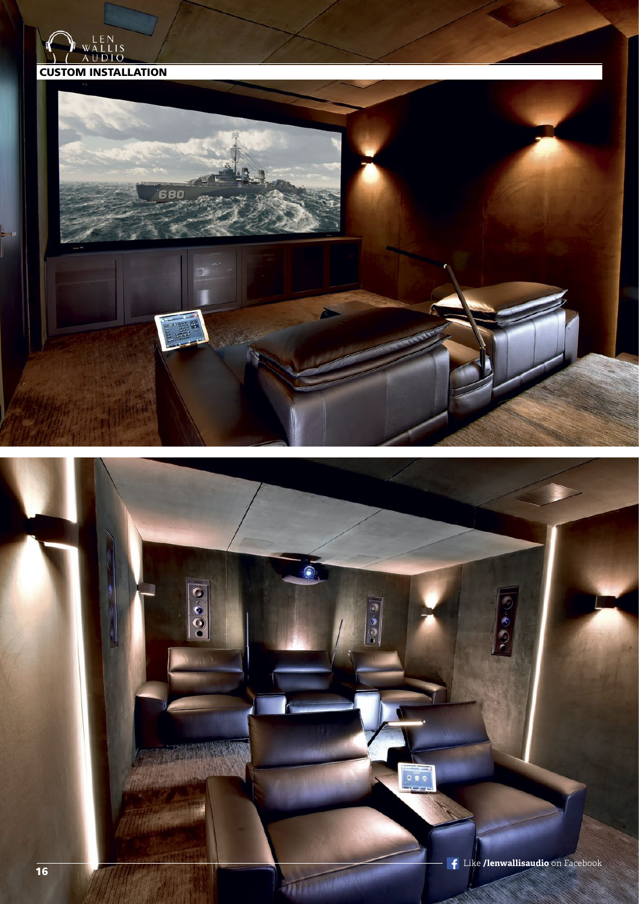CUSTOM INSTALLATION

Like /lenwallisaudio on Facebook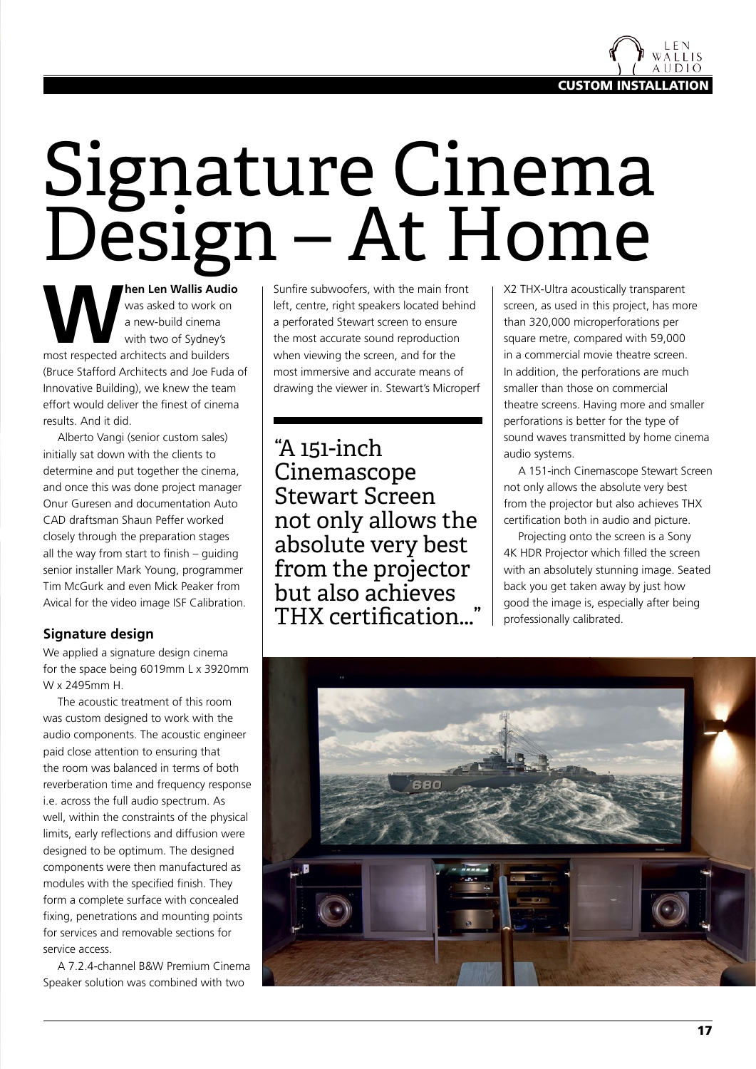# Signature Cinema Design – At Home

**When Len Wallis Audio** was asked to work on a new-build cinema with two of Sydney's most respected architects and builders (Bruce Stafford Architects and Joe Fuda of Innovative Building), we knew the team effort would deliver the finest of cinema results. And it did.

Alberto Vangi (senior custom sales) initially sat down with the clients to determine and put together the cinema, and once this was done project manager Onur Guresen and documentation Auto CAD draftsman Shaun Peffer worked closely through the preparation stages all the way from start to finish – guiding senior installer Mark Young, programmer Tim McGurk and even Mick Peaker from Avical for the video image ISF Calibration.

## Signature design

We applied a signature design cinema for the space being 6019mm L x 3920mm W x 2495mm H.

The acoustic treatment of this room was custom designed to work with the audio components. The acoustic engineer paid close attention to ensuring that the room was balanced in terms of both reverberation time and frequency response i.e. across the full audio spectrum. As well, within the constraints of the physical limits, early reflections and diffusion were designed to be optimum. The designed components were then manufactured as modules with the specified finish. They form a complete surface with concealed fixing, penetrations and mounting points for services and removable sections for service access.

A 7.2.4-channel B&W Premium Cinema Speaker solution was combined with two Sunfire subwoofers, with the main front left, centre, right speakers located behind a perforated Stewart screen to ensure the most accurate sound reproduction when viewing the screen, and for the most immersive and accurate means of drawing the viewer in. Stewart's Microperf X2 THX-Ultra acoustically transparent screen, as used in this project, has more than 320,000 microperforations per square metre, compared with 59,000 in a commercial movie theatre screen. In addition, the perforations are much smaller than those on commercial theatre screens. Having more and smaller perforations is better for the type of sound waves transmitted by home cinema audio systems.

> "A 151-inch Cinemascope Stewart Screen not only allows the absolute very best from the projector but also achieves THX certification..."

A 151-inch Cinemascope Stewart Screen not only allows the absolute very best from the projector but also achieves THX certification both in audio and picture.

Projecting onto the screen is a Sony 4K HDR Projector which filled the screen with an absolutely stunning image. Seated back you get taken away by just how good the image is, especially after being professionally calibrated.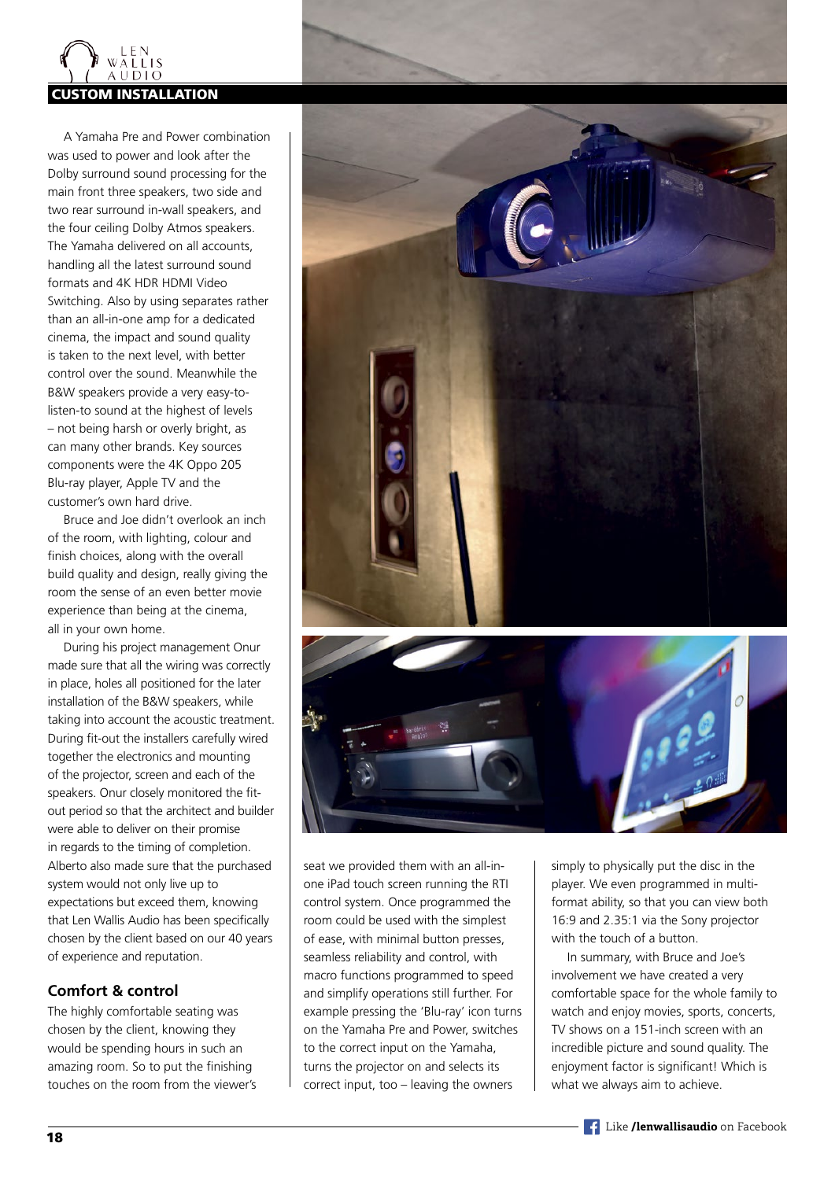A Yamaha Pre and Power combination was used to power and look after the Dolby surround sound processing for the main front three speakers, two side and two rear surround in-wall speakers, and the four ceiling Dolby Atmos speakers. The Yamaha delivered on all accounts, handling all the latest surround sound formats and 4K HDR HDMI Video Switching. Also by using separates rather than an all-in-one amp for a dedicated cinema, the impact and sound quality is taken to the next level, with better control over the sound. Meanwhile the B&W speakers provide a very easy-to-listen-to sound at the highest of levels – not being harsh or overly bright, as can many other brands. Key sources components were the 4K Oppo 205 Blu-ray player, Apple TV and the customer's own hard drive.

Bruce and Joe didn't overlook an inch of the room, with lighting, colour and finish choices, along with the overall build quality and design, really giving the room the sense of an even better movie experience than being at the cinema, all in your own home.

During his project management Onur made sure that all the wiring was correctly in place, holes all positioned for the later installation of the B&W speakers, while taking into account the acoustic treatment. During fit-out the installers carefully wired together the electronics and mounting of the projector, screen and each of the speakers. Onur closely monitored the fit-out period so that the architect and builder were able to deliver on their promise in regards to the timing of completion. Alberto also made sure that the purchased system would not only live up to expectations but exceed them, knowing that Len Wallis Audio has been specifically chosen by the client based on our 40 years of experience and reputation.

## Comfort & control

The highly comfortable seating was chosen by the client, knowing they would be spending hours in such an amazing room. So to put the finishing touches on the room from the viewer's seat we provided them with an all-in-one iPad touch screen running the RTI control system. Once programmed the room could be used with the simplest of ease, with minimal button presses, seamless reliability and control, with macro functions programmed to speed and simplify operations still further. For example pressing the 'Blu-ray' icon turns on the Yamaha Pre and Power, switches to the correct input on the Yamaha, turns the projector on and selects its correct input, too – leaving the owners simply to physically put the disc in the player. We even programmed in multi-format ability, so that you can view both 16:9 and 2.35:1 via the Sony projector with the touch of a button.

In summary, with Bruce and Joe's involvement we have created a very comfortable space for the whole family to watch and enjoy movies, sports, concerts, TV shows on a 151-inch screen with an incredible picture and sound quality. The enjoyment factor is significant! Which is what we always aim to achieve.